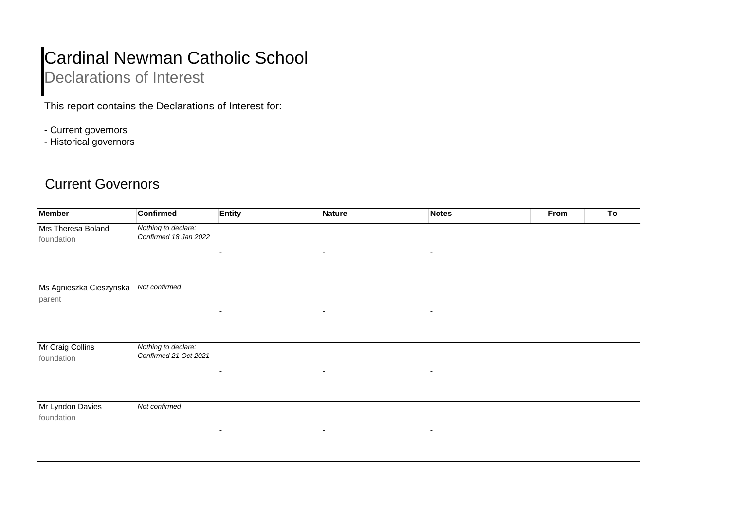# Cardinal Newman Catholic School

## Declarations of Interest

This report contains the Declarations of Interest for:

- Current governors
- Historical governors

## Current Governors

| Member | Confirmed | Entity | Nature | Notes | From | To |
|---|---|---|---|---|---|---|
| Mrs Theresa Boland<br>foundation | *Nothing to declare:<br>Confirmed 18 Jan 2022* | - | - | - | | |
| Ms Agnieszka Cieszynska<br>parent | *Not confirmed* | - | - | - | | |
| Mr Craig Collins<br>foundation | *Nothing to declare:<br>Confirmed 21 Oct 2021* | - | - | - | | |
| Mr Lyndon Davies<br>foundation | *Not confirmed* | - | - | - | | |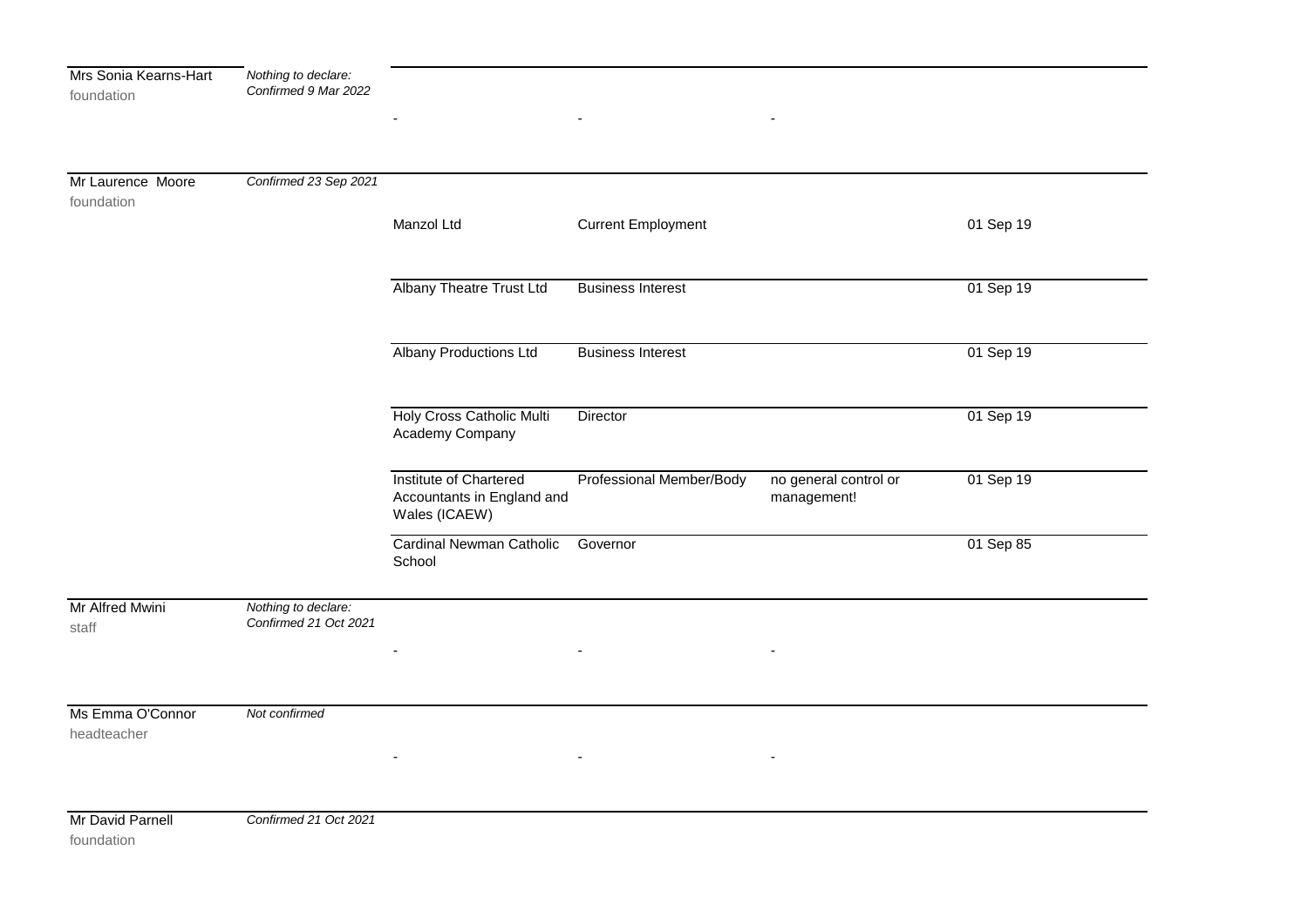| Name | Status | Organisation | Type | Nature | Date |
|---|---|---|---|---|---|
| Mrs Sonia Kearns-Hart<br>foundation | *Nothing to declare: Confirmed 9 Mar 2022* | - | - | - | |
| Mr Laurence Moore<br>foundation | *Confirmed 23 Sep 2021* | Manzol Ltd | Current Employment | | 01 Sep 19 |
| | | Albany Theatre Trust Ltd | Business Interest | | 01 Sep 19 |
| | | Albany Productions Ltd | Business Interest | | 01 Sep 19 |
| | | Holy Cross Catholic Multi Academy Company | Director | | 01 Sep 19 |
| | | Institute of Chartered Accountants in England and Wales (ICAEW) | Professional Member/Body | no general control or management! | 01 Sep 19 |
| | | Cardinal Newman Catholic School | Governor | | 01 Sep 85 |
| Mr Alfred Mwini<br>staff | *Nothing to declare: Confirmed 21 Oct 2021* | - | - | - | |
| Ms Emma O'Connor<br>headteacher | *Not confirmed* | - | - | - | |
| Mr David Parnell<br>foundation | *Confirmed 21 Oct 2021* | | | | |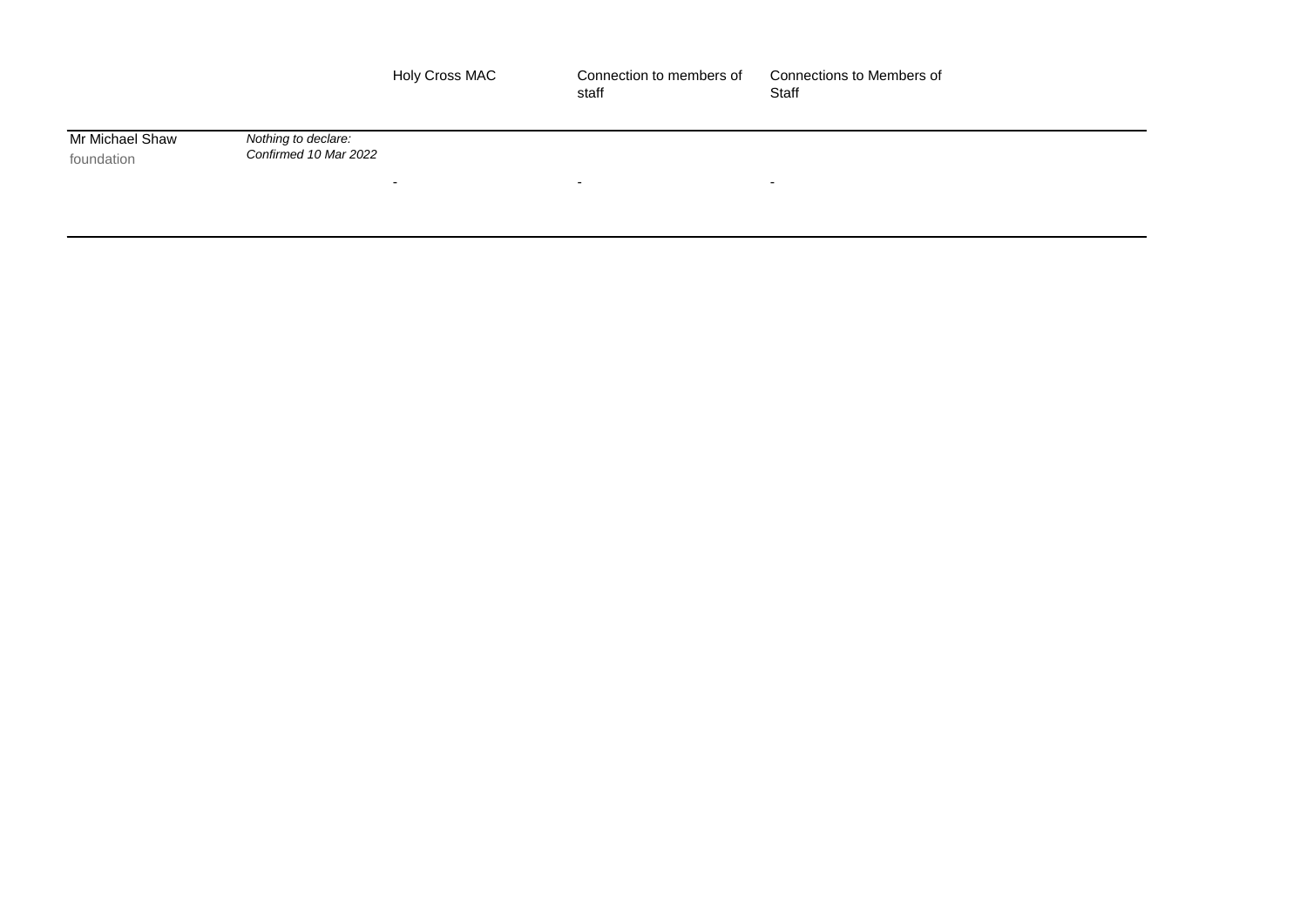| | | Holy Cross MAC | Connection to members of staff | Connections to Members of Staff |
|---|---|---|---|---|
| Mr Michael Shaw<br>foundation | *Nothing to declare: Confirmed 10 Mar 2022* | - | - | - |